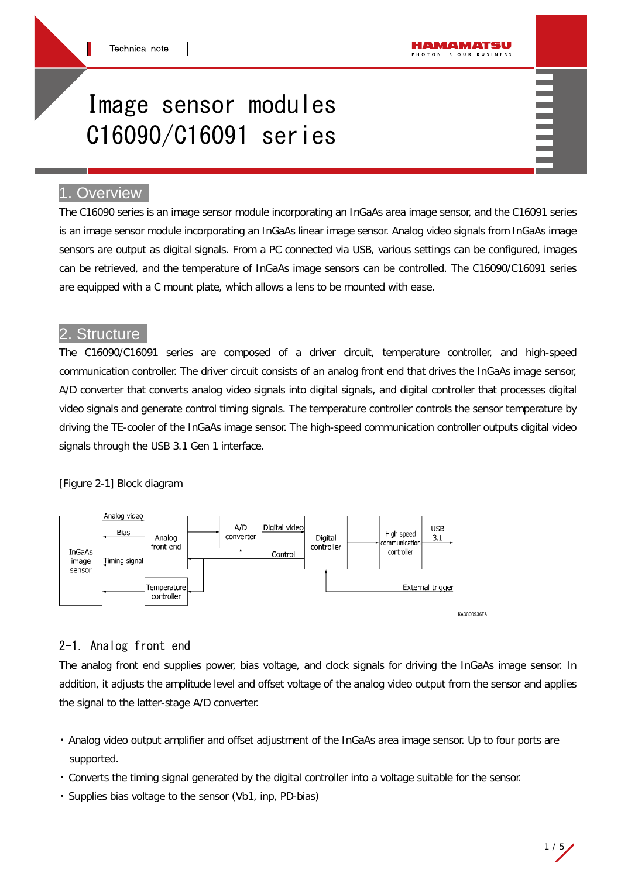Technical note

# Image sensor modules C16090/C16091 series

## 1. Overview

The C16090 series is an image sensor module incorporating an InGaAs area image sensor, and the C16091 series is an image sensor module incorporating an InGaAs linear image sensor. Analog video signals from InGaAs image sensors are output as digital signals. From a PC connected via USB, various settings can be configured, images can be retrieved, and the temperature of InGaAs image sensors can be controlled. The C16090/C16091 series are equipped with a C mount plate, which allows a lens to be mounted with ease.

## 2. Structure

The C16090/C16091 series are composed of a driver circuit, temperature controller, and high-speed communication controller. The driver circuit consists of an analog front end that drives the InGaAs image sensor, A/D converter that converts analog video signals into digital signals, and digital controller that processes digital video signals and generate control timing signals. The temperature controller controls the sensor temperature by driving the TE-cooler of the InGaAs image sensor. The high-speed communication controller outputs digital video signals through the USB 3.1 Gen 1 interface.

[Figure 2-1] Block diagram

InGaAs image sensor, Analog video, Bias, Timing signal, Analog front end, A/D converter, Digital video, Control, Digital controller, High-speed communication controller, USB 3.1, Temperature controller, External trigger

KACCC0936EA

### 2-1. Analog front end

The analog front end supplies power, bias voltage, and clock signals for driving the InGaAs image sensor. In addition, it adjusts the amplitude level and offset voltage of the analog video output from the sensor and applies the signal to the latter-stage A/D converter.

- Analog video output amplifier and offset adjustment of the InGaAs area image sensor. Up to four ports are supported.
- Converts the timing signal generated by the digital controller into a voltage suitable for the sensor.
- Supplies bias voltage to the sensor (Vb1, inp, PD-bias)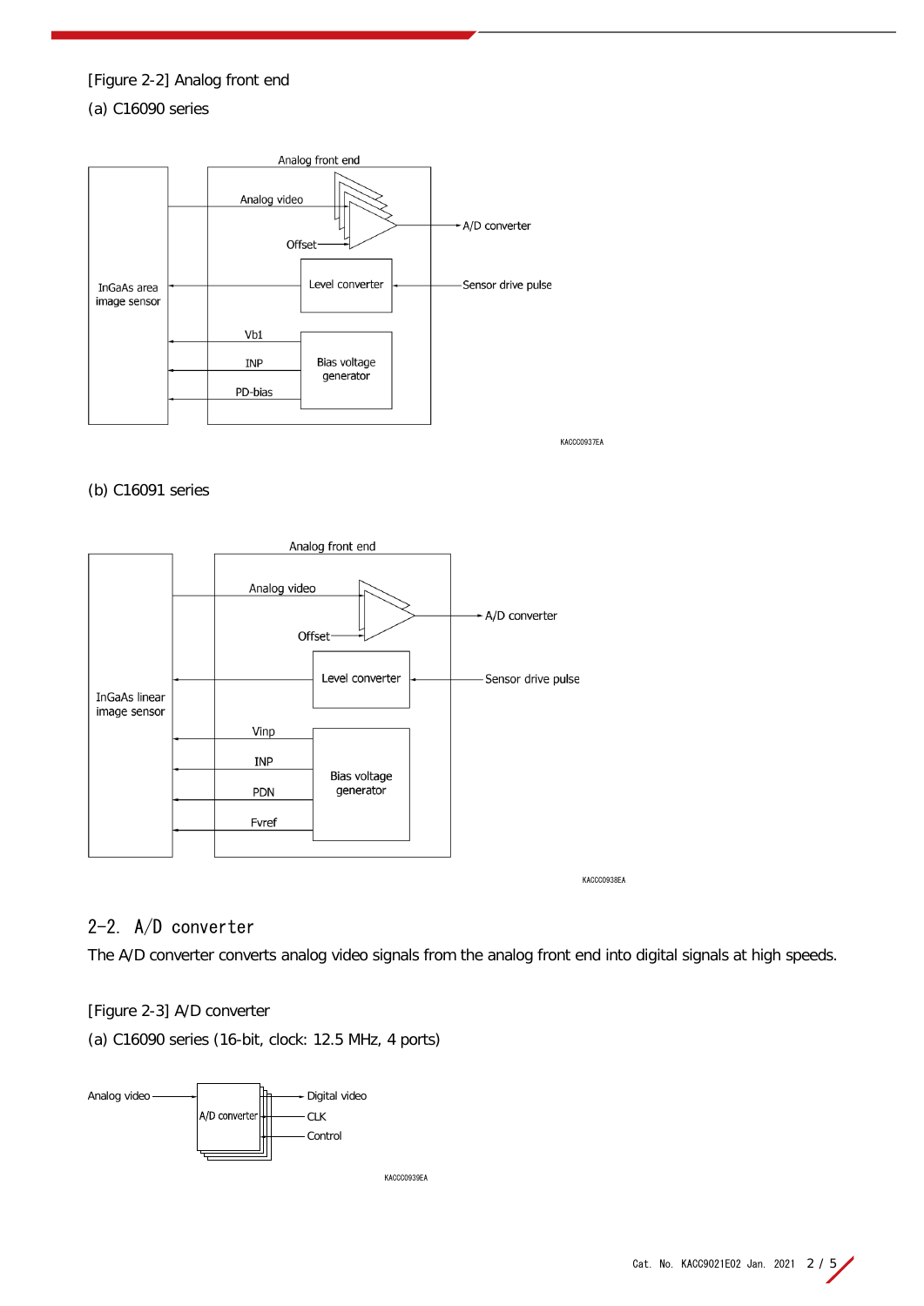[Figure 2-2] Analog front end

(a) C16090 series

(b) C16091 series

## 2-2. A/D converter

The A/D converter converts analog video signals from the analog front end into digital signals at high speeds.

[Figure 2-3] A/D converter

(a) C16090 series (16-bit, clock: 12.5 MHz, 4 ports)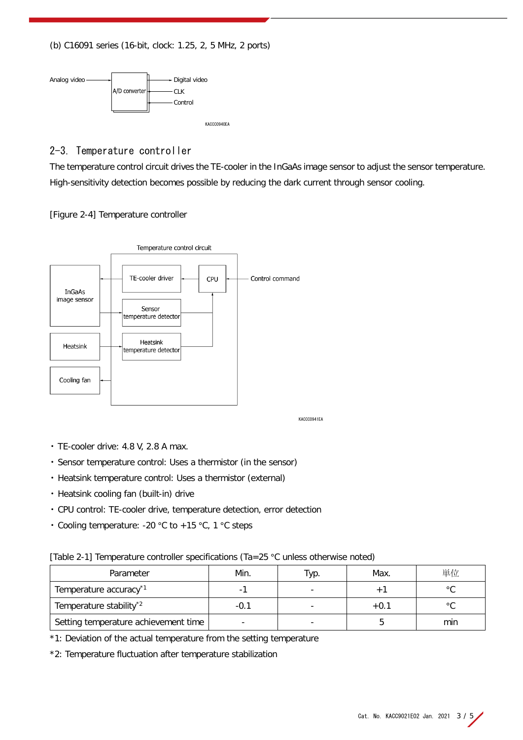(b) C16091 series (16-bit, clock: 1.25, 2, 5 MHz, 2 ports)

Analog video → A/D converter → Digital video, CLK, Control

KACCC0940EA

## 2-3. Temperature controller

The temperature control circuit drives the TE-cooler in the InGaAs image sensor to adjust the sensor temperature. High-sensitivity detection becomes possible by reducing the dark current through sensor cooling.

[Figure 2-4] Temperature controller

Temperature control circuit: InGaAs image sensor, Heatsink, Cooling fan, TE-cooler driver, CPU, Sensor temperature detector, Heatsink temperature detector, Control command

KACCC0941EA

- TE-cooler drive: 4.8 V, 2.8 A max.
- Sensor temperature control: Uses a thermistor (in the sensor)
- Heatsink temperature control: Uses a thermistor (external)
- Heatsink cooling fan (built-in) drive
- CPU control: TE-cooler drive, temperature detection, error detection
- Cooling temperature: -20 °C to +15 °C, 1 °C steps

[Table 2-1] Temperature controller specifications (Ta=25 °C unless otherwise noted)

| Parameter | Min. | Typ. | Max. | 単位 |
|---|---|---|---|---|
| Temperature accuracy*1 | -1 | - | +1 | °C |
| Temperature stability*2 | -0.1 | - | +0.1 | °C |
| Setting temperature achievement time | - | - | 5 | min |

*1: Deviation of the actual temperature from the setting temperature

*2: Temperature fluctuation after temperature stabilization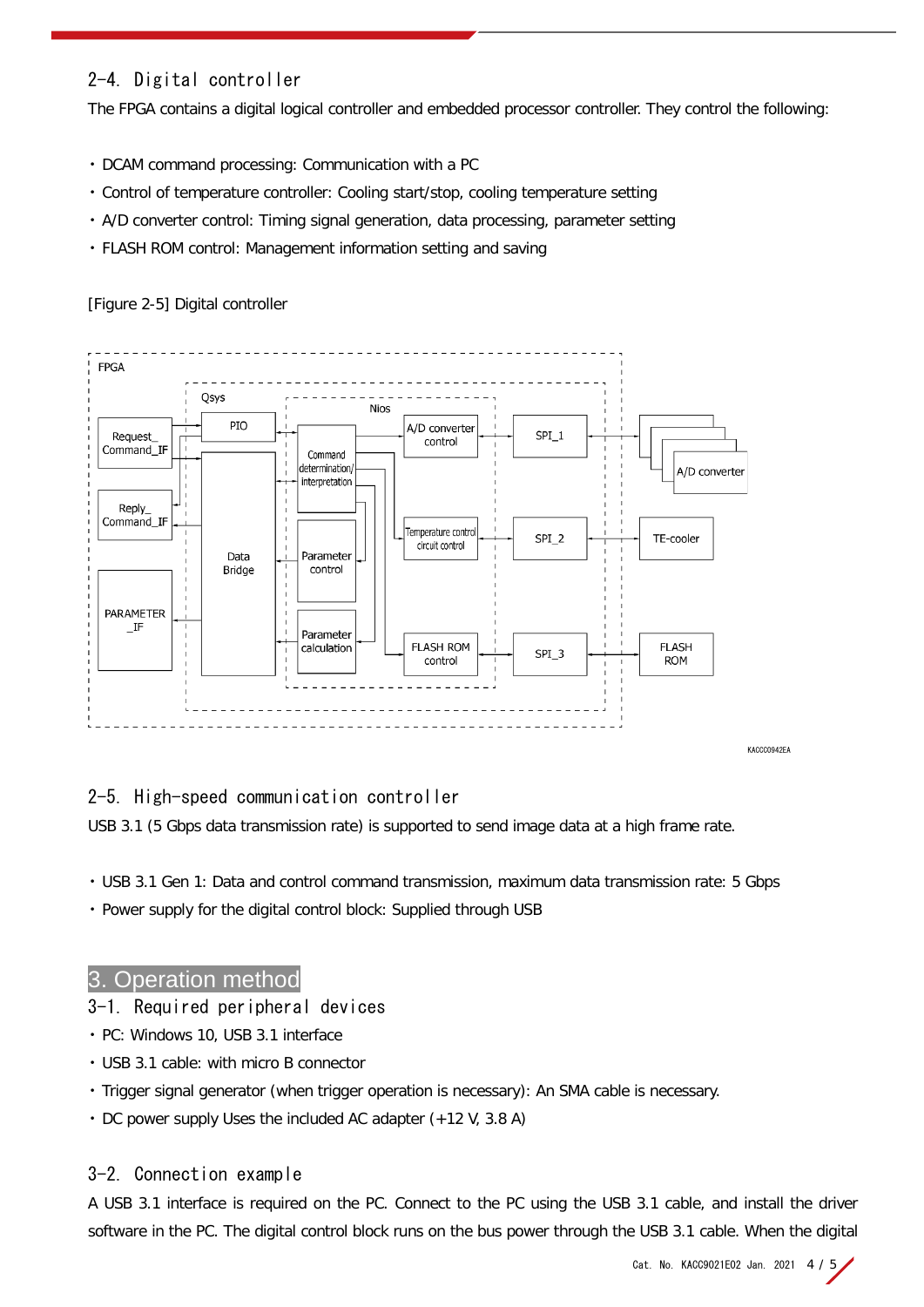## 2-4. Digital controller

The FPGA contains a digital logical controller and embedded processor controller. They control the following:

- DCAM command processing: Communication with a PC
- Control of temperature controller: Cooling start/stop, cooling temperature setting
- A/D converter control: Timing signal generation, data processing, parameter setting
- FLASH ROM control: Management information setting and saving

[Figure 2-5] Digital controller

## 2-5. High-speed communication controller

USB 3.1 (5 Gbps data transmission rate) is supported to send image data at a high frame rate.

- USB 3.1 Gen 1: Data and control command transmission, maximum data transmission rate: 5 Gbps
- Power supply for the digital control block: Supplied through USB

# 3. Operation method

## 3-1. Required peripheral devices

- PC: Windows 10, USB 3.1 interface
- USB 3.1 cable: with micro B connector
- Trigger signal generator (when trigger operation is necessary): An SMA cable is necessary.
- DC power supply Uses the included AC adapter (+12 V, 3.8 A)

## 3-2. Connection example

A USB 3.1 interface is required on the PC. Connect to the PC using the USB 3.1 cable, and install the driver software in the PC. The digital control block runs on the bus power through the USB 3.1 cable. When the digital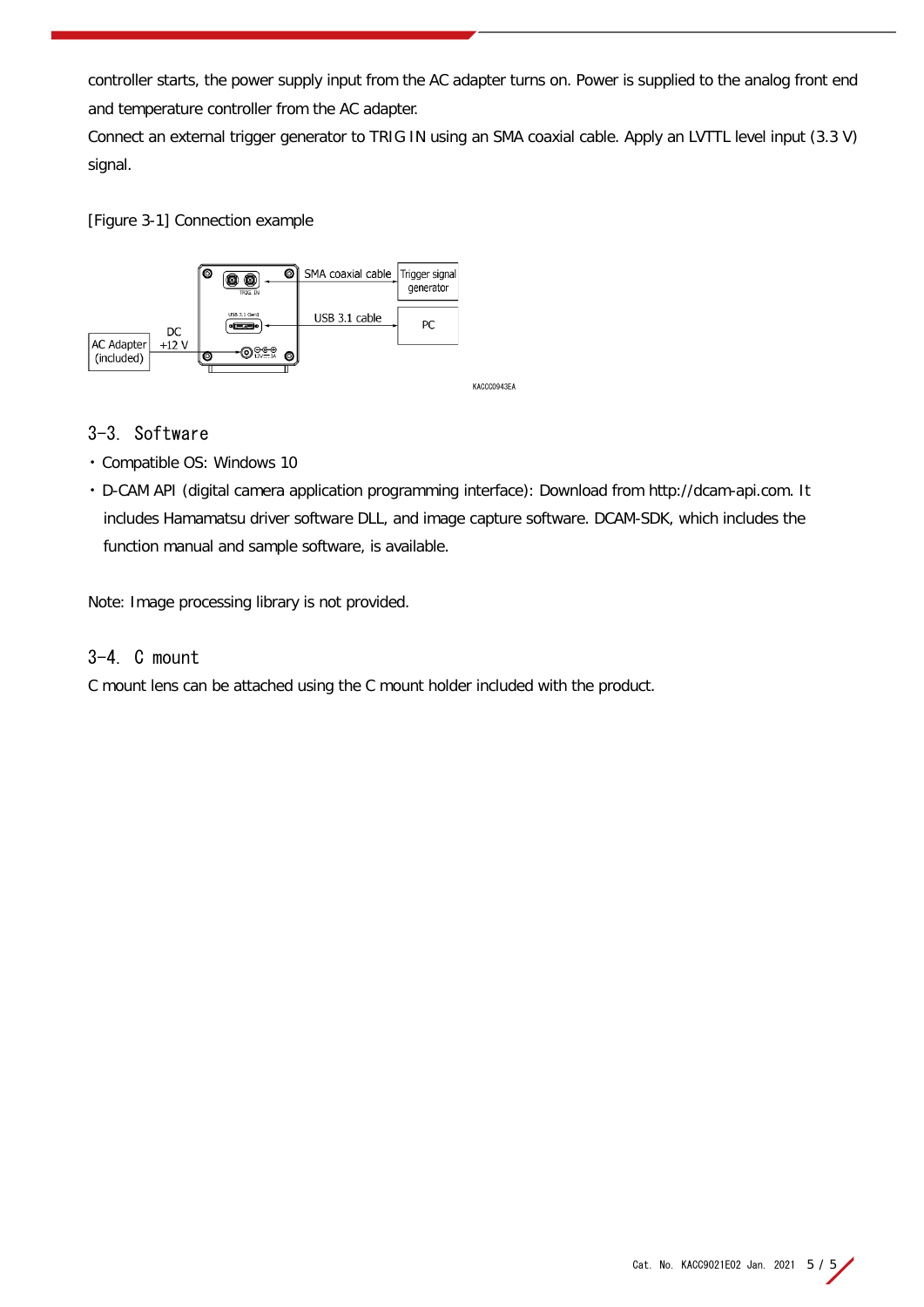controller starts, the power supply input from the AC adapter turns on. Power is supplied to the analog front end and temperature controller from the AC adapter.
Connect an external trigger generator to TRIG IN using an SMA coaxial cable. Apply an LVTTL level input (3.3 V) signal.

[Figure 3-1] Connection example

SMA coaxial cable
Trigger signal generator
TRIG IN
USB 3.1 Gen1
USB 3.1 cable
PC
AC Adapter (included)
DC +12 V
KACC0943EA

## 3-3. Software

- Compatible OS: Windows 10
- D-CAM API (digital camera application programming interface): Download from http://dcam-api.com. It includes Hamamatsu driver software DLL, and image capture software. DCAM-SDK, which includes the function manual and sample software, is available.

Note: Image processing library is not provided.

## 3-4. C mount

C mount lens can be attached using the C mount holder included with the product.